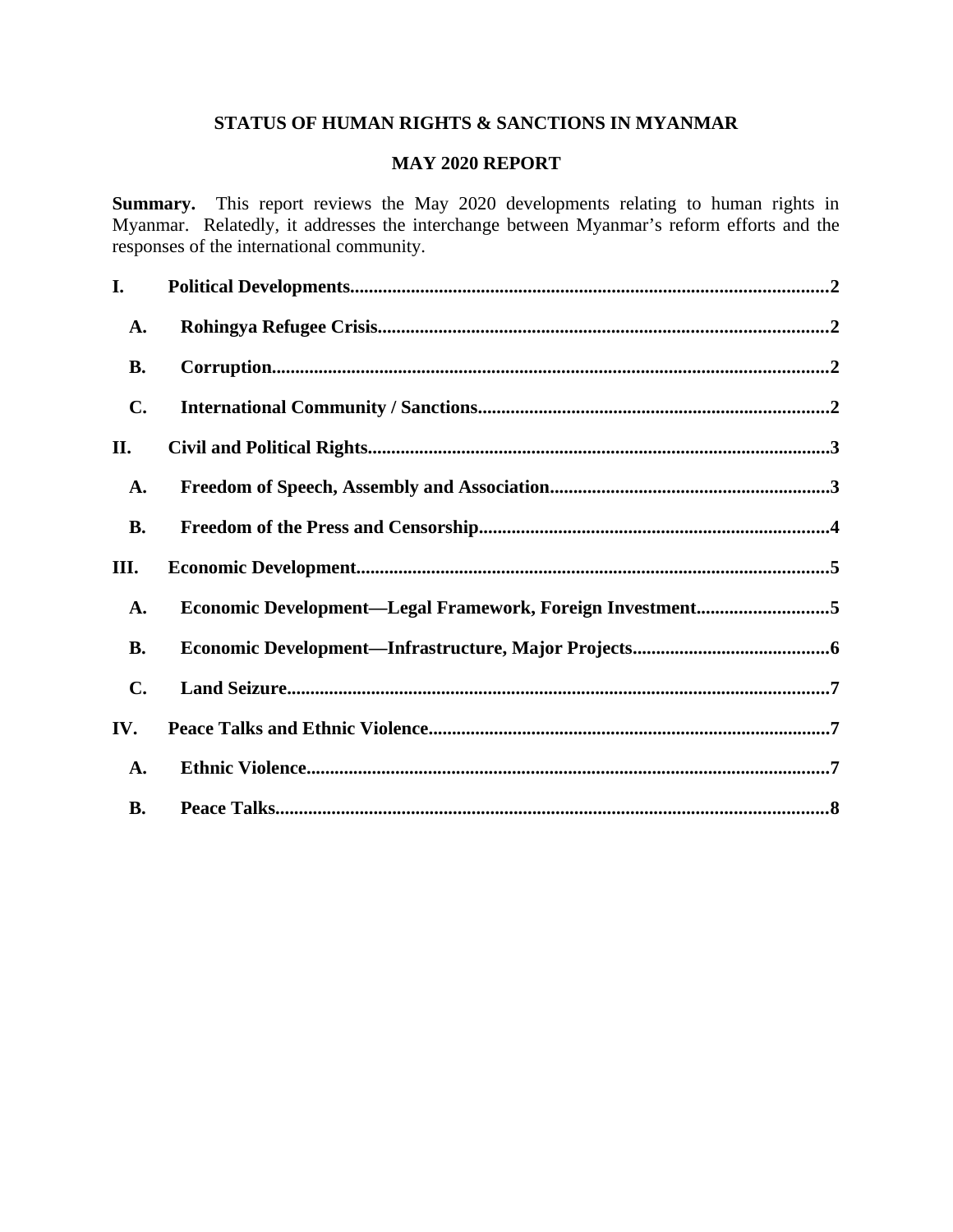# STATUS OF HUMAN RIGHTS & SANCTIONS IN MYANMAR

## MAY 2020 REPORT

**Summary.** This report reviews the May 2020 developments relating to human rights in Myanmar. Relatedly, it addresses the interchange between Myanmar's reform efforts and the responses of the international community.

**I. Political Developments....................................................................................................2**

- **A. Rohingya Refugee Crisis................................................................................................2**
- **B. Corruption......................................................................................................................2**
- **C. International Community / Sanctions...........................................................................2**

**II. Civil and Political Rights..................................................................................................3**

- **A. Freedom of Speech, Assembly and Association............................................................3**
- **B. Freedom of the Press and Censorship...........................................................................4**

**III. Economic Development....................................................................................................5**

- **A. Economic Development—Legal Framework, Foreign Investment............................5**
- **B. Economic Development—Infrastructure, Major Projects..........................................6**
- **C. Land Seizure...................................................................................................................7**

**IV. Peace Talks and Ethnic Violence.....................................................................................7**

- **A. Ethnic Violence...............................................................................................................7**
- **B. Peace Talks.....................................................................................................................8**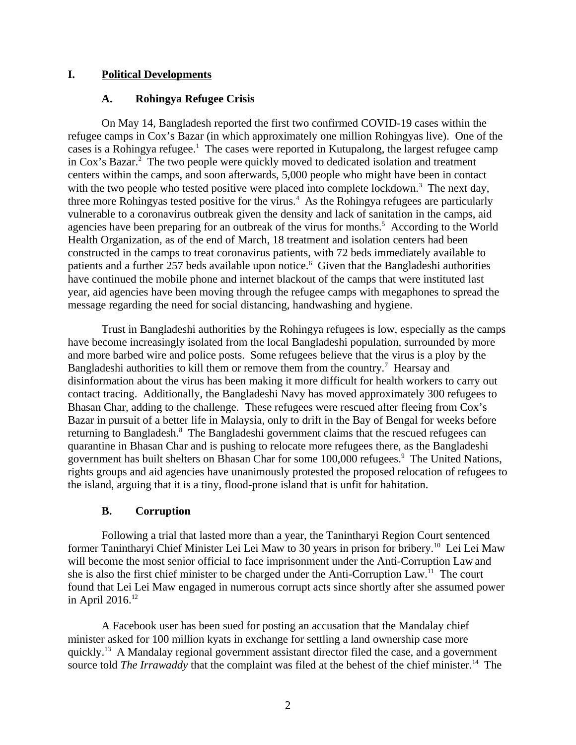# I. Political Developments

## A. Rohingya Refugee Crisis

On May 14, Bangladesh reported the first two confirmed COVID-19 cases within the refugee camps in Cox's Bazar (in which approximately one million Rohingyas live). One of the cases is a Rohingya refugee.[1] The cases were reported in Kutupalong, the largest refugee camp in Cox's Bazar.[2] The two people were quickly moved to dedicated isolation and treatment centers within the camps, and soon afterwards, 5,000 people who might have been in contact with the two people who tested positive were placed into complete lockdown.[3] The next day, three more Rohingyas tested positive for the virus.[4] As the Rohingya refugees are particularly vulnerable to a coronavirus outbreak given the density and lack of sanitation in the camps, aid agencies have been preparing for an outbreak of the virus for months.[5] According to the World Health Organization, as of the end of March, 18 treatment and isolation centers had been constructed in the camps to treat coronavirus patients, with 72 beds immediately available to patients and a further 257 beds available upon notice.[6] Given that the Bangladeshi authorities have continued the mobile phone and internet blackout of the camps that were instituted last year, aid agencies have been moving through the refugee camps with megaphones to spread the message regarding the need for social distancing, handwashing and hygiene.

Trust in Bangladeshi authorities by the Rohingya refugees is low, especially as the camps have become increasingly isolated from the local Bangladeshi population, surrounded by more and more barbed wire and police posts. Some refugees believe that the virus is a ploy by the Bangladeshi authorities to kill them or remove them from the country.[7] Hearsay and disinformation about the virus has been making it more difficult for health workers to carry out contact tracing. Additionally, the Bangladeshi Navy has moved approximately 300 refugees to Bhasan Char, adding to the challenge. These refugees were rescued after fleeing from Cox's Bazar in pursuit of a better life in Malaysia, only to drift in the Bay of Bengal for weeks before returning to Bangladesh.[8] The Bangladeshi government claims that the rescued refugees can quarantine in Bhasan Char and is pushing to relocate more refugees there, as the Bangladeshi government has built shelters on Bhasan Char for some 100,000 refugees.[9] The United Nations, rights groups and aid agencies have unanimously protested the proposed relocation of refugees to the island, arguing that it is a tiny, flood-prone island that is unfit for habitation.

## B. Corruption

Following a trial that lasted more than a year, the Tanintharyi Region Court sentenced former Tanintharyi Chief Minister Lei Lei Maw to 30 years in prison for bribery.[10] Lei Lei Maw will become the most senior official to face imprisonment under the Anti-Corruption Law and she is also the first chief minister to be charged under the Anti-Corruption Law.[11] The court found that Lei Lei Maw engaged in numerous corrupt acts since shortly after she assumed power in April 2016.[12]

A Facebook user has been sued for posting an accusation that the Mandalay chief minister asked for 100 million kyats in exchange for settling a land ownership case more quickly.[13] A Mandalay regional government assistant director filed the case, and a government source told *The Irrawaddy* that the complaint was filed at the behest of the chief minister.[14] The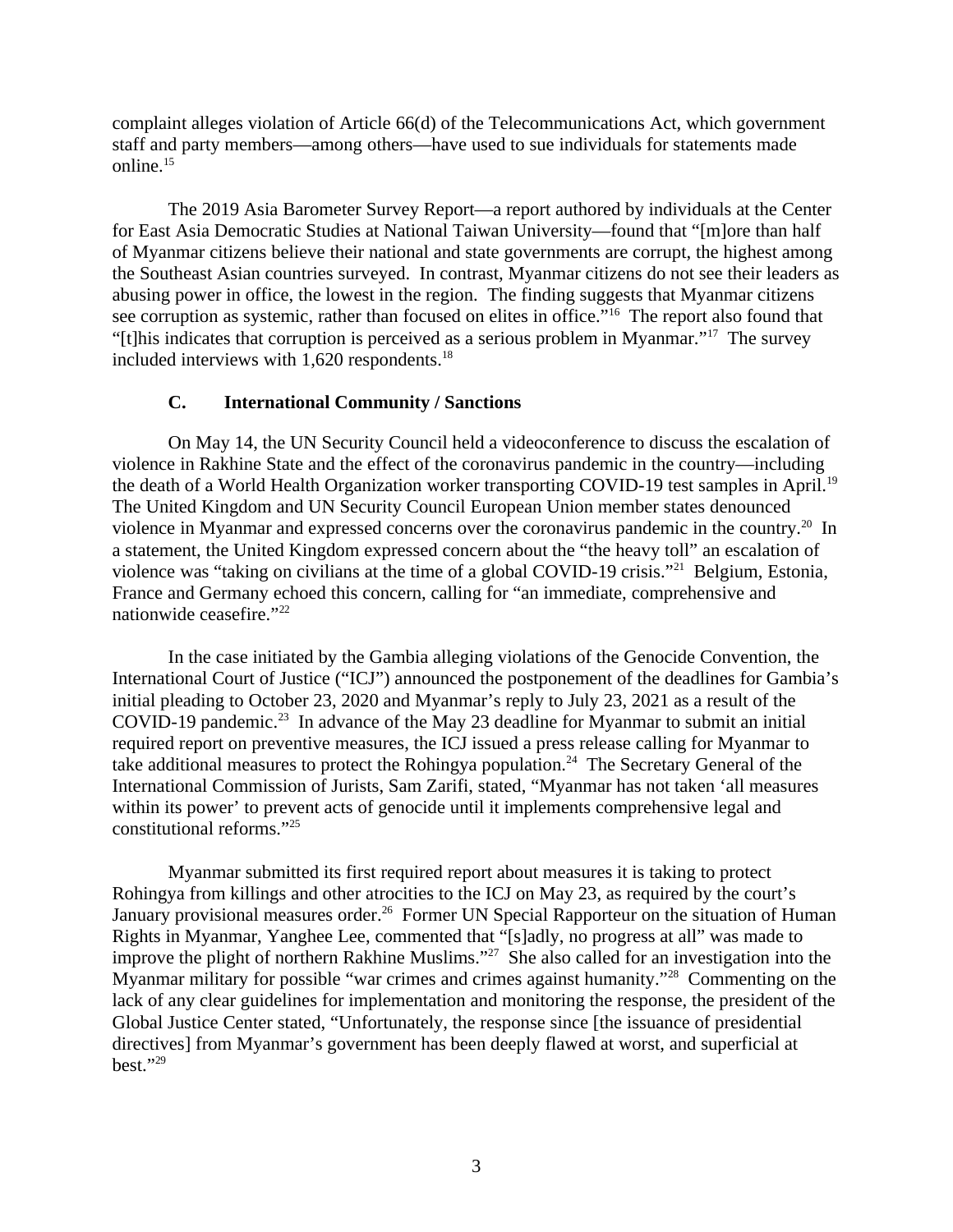complaint alleges violation of Article 66(d) of the Telecommunications Act, which government staff and party members—among others—have used to sue individuals for statements made online.[15]

The 2019 Asia Barometer Survey Report—a report authored by individuals at the Center for East Asia Democratic Studies at National Taiwan University—found that "[m]ore than half of Myanmar citizens believe their national and state governments are corrupt, the highest among the Southeast Asian countries surveyed. In contrast, Myanmar citizens do not see their leaders as abusing power in office, the lowest in the region. The finding suggests that Myanmar citizens see corruption as systemic, rather than focused on elites in office."[16] The report also found that "[t]his indicates that corruption is perceived as a serious problem in Myanmar."[17] The survey included interviews with 1,620 respondents.[18]

### C. International Community / Sanctions

On May 14, the UN Security Council held a videoconference to discuss the escalation of violence in Rakhine State and the effect of the coronavirus pandemic in the country—including the death of a World Health Organization worker transporting COVID-19 test samples in April.[19] The United Kingdom and UN Security Council European Union member states denounced violence in Myanmar and expressed concerns over the coronavirus pandemic in the country.[20] In a statement, the United Kingdom expressed concern about the "the heavy toll" an escalation of violence was "taking on civilians at the time of a global COVID-19 crisis."[21] Belgium, Estonia, France and Germany echoed this concern, calling for "an immediate, comprehensive and nationwide ceasefire."[22]

In the case initiated by the Gambia alleging violations of the Genocide Convention, the International Court of Justice ("ICJ") announced the postponement of the deadlines for Gambia's initial pleading to October 23, 2020 and Myanmar's reply to July 23, 2021 as a result of the COVID-19 pandemic.[23] In advance of the May 23 deadline for Myanmar to submit an initial required report on preventive measures, the ICJ issued a press release calling for Myanmar to take additional measures to protect the Rohingya population.[24] The Secretary General of the International Commission of Jurists, Sam Zarifi, stated, "Myanmar has not taken 'all measures within its power' to prevent acts of genocide until it implements comprehensive legal and constitutional reforms."[25]

Myanmar submitted its first required report about measures it is taking to protect Rohingya from killings and other atrocities to the ICJ on May 23, as required by the court's January provisional measures order.[26] Former UN Special Rapporteur on the situation of Human Rights in Myanmar, Yanghee Lee, commented that "[s]adly, no progress at all" was made to improve the plight of northern Rakhine Muslims."[27] She also called for an investigation into the Myanmar military for possible "war crimes and crimes against humanity."[28] Commenting on the lack of any clear guidelines for implementation and monitoring the response, the president of the Global Justice Center stated, "Unfortunately, the response since [the issuance of presidential directives] from Myanmar's government has been deeply flawed at worst, and superficial at best."[29]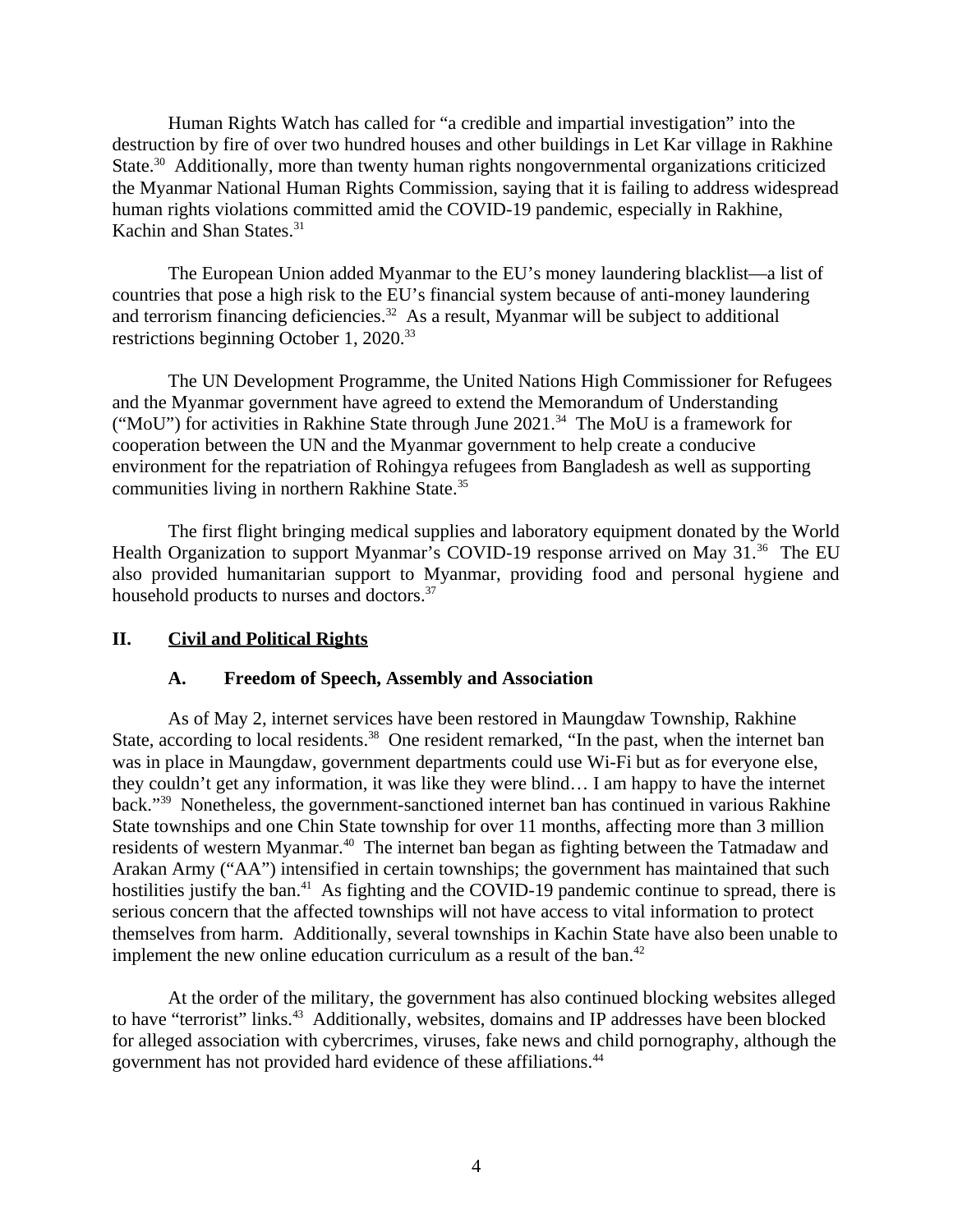Human Rights Watch has called for "a credible and impartial investigation" into the destruction by fire of over two hundred houses and other buildings in Let Kar village in Rakhine State.[30] Additionally, more than twenty human rights nongovernmental organizations criticized the Myanmar National Human Rights Commission, saying that it is failing to address widespread human rights violations committed amid the COVID-19 pandemic, especially in Rakhine, Kachin and Shan States.[31]

The European Union added Myanmar to the EU's money laundering blacklist—a list of countries that pose a high risk to the EU's financial system because of anti-money laundering and terrorism financing deficiencies.[32] As a result, Myanmar will be subject to additional restrictions beginning October 1, 2020.[33]

The UN Development Programme, the United Nations High Commissioner for Refugees and the Myanmar government have agreed to extend the Memorandum of Understanding ("MoU") for activities in Rakhine State through June 2021.[34] The MoU is a framework for cooperation between the UN and the Myanmar government to help create a conducive environment for the repatriation of Rohingya refugees from Bangladesh as well as supporting communities living in northern Rakhine State.[35]

The first flight bringing medical supplies and laboratory equipment donated by the World Health Organization to support Myanmar's COVID-19 response arrived on May 31.[36] The EU also provided humanitarian support to Myanmar, providing food and personal hygiene and household products to nurses and doctors.[37]

## II. Civil and Political Rights

### A. Freedom of Speech, Assembly and Association

As of May 2, internet services have been restored in Maungdaw Township, Rakhine State, according to local residents.[38] One resident remarked, "In the past, when the internet ban was in place in Maungdaw, government departments could use Wi-Fi but as for everyone else, they couldn't get any information, it was like they were blind… I am happy to have the internet back."[39] Nonetheless, the government-sanctioned internet ban has continued in various Rakhine State townships and one Chin State township for over 11 months, affecting more than 3 million residents of western Myanmar.[40] The internet ban began as fighting between the Tatmadaw and Arakan Army ("AA") intensified in certain townships; the government has maintained that such hostilities justify the ban.[41] As fighting and the COVID-19 pandemic continue to spread, there is serious concern that the affected townships will not have access to vital information to protect themselves from harm. Additionally, several townships in Kachin State have also been unable to implement the new online education curriculum as a result of the ban.[42]

At the order of the military, the government has also continued blocking websites alleged to have "terrorist" links.[43] Additionally, websites, domains and IP addresses have been blocked for alleged association with cybercrimes, viruses, fake news and child pornography, although the government has not provided hard evidence of these affiliations.[44]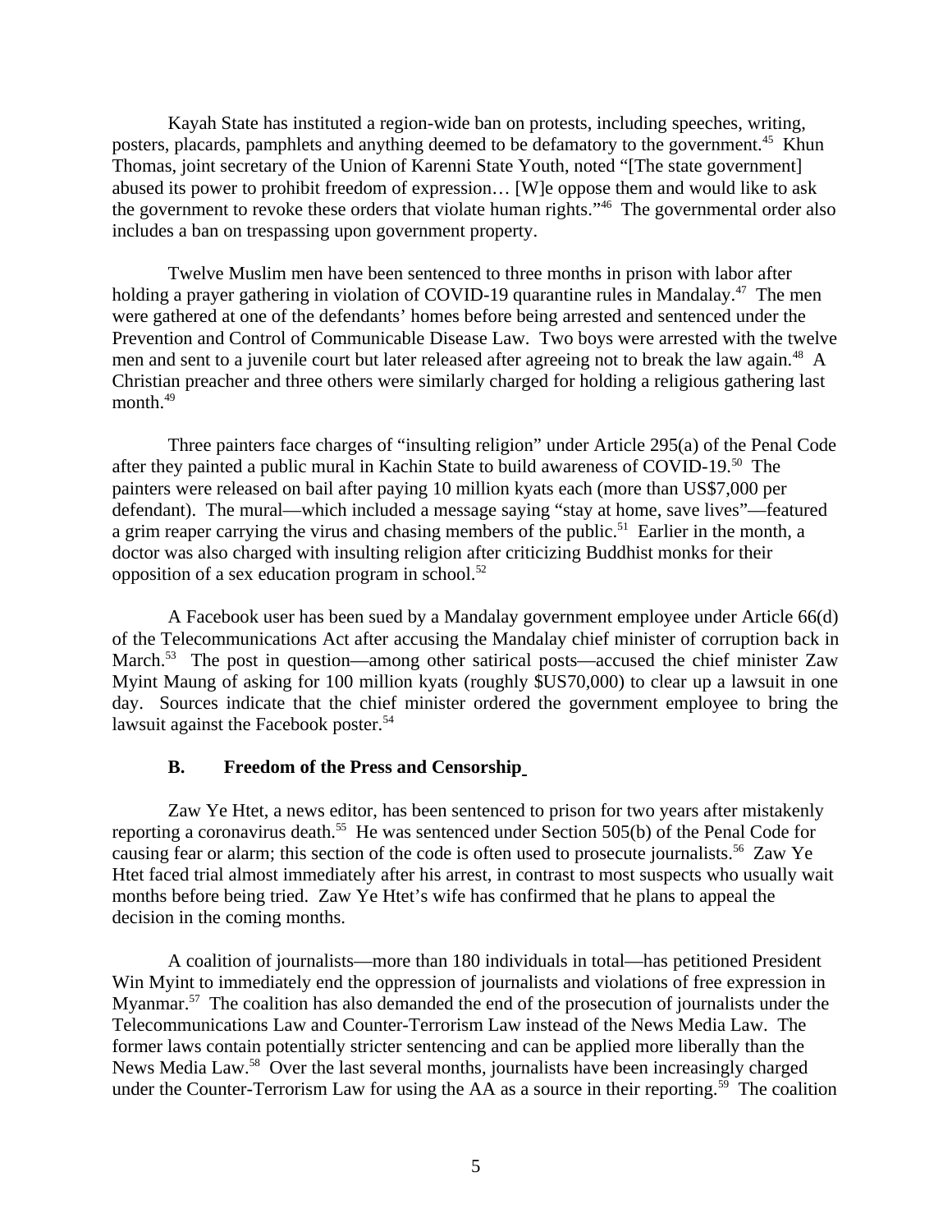Kayah State has instituted a region-wide ban on protests, including speeches, writing, posters, placards, pamphlets and anything deemed to be defamatory to the government.[45] Khun Thomas, joint secretary of the Union of Karenni State Youth, noted "[The state government] abused its power to prohibit freedom of expression… [W]e oppose them and would like to ask the government to revoke these orders that violate human rights."[46] The governmental order also includes a ban on trespassing upon government property.

Twelve Muslim men have been sentenced to three months in prison with labor after holding a prayer gathering in violation of COVID-19 quarantine rules in Mandalay.[47] The men were gathered at one of the defendants' homes before being arrested and sentenced under the Prevention and Control of Communicable Disease Law. Two boys were arrested with the twelve men and sent to a juvenile court but later released after agreeing not to break the law again.[48] A Christian preacher and three others were similarly charged for holding a religious gathering last month.[49]

Three painters face charges of "insulting religion" under Article 295(a) of the Penal Code after they painted a public mural in Kachin State to build awareness of COVID-19.[50] The painters were released on bail after paying 10 million kyats each (more than US$7,000 per defendant). The mural—which included a message saying "stay at home, save lives"—featured a grim reaper carrying the virus and chasing members of the public.[51] Earlier in the month, a doctor was also charged with insulting religion after criticizing Buddhist monks for their opposition of a sex education program in school.[52]

A Facebook user has been sued by a Mandalay government employee under Article 66(d) of the Telecommunications Act after accusing the Mandalay chief minister of corruption back in March.[53] The post in question—among other satirical posts—accused the chief minister Zaw Myint Maung of asking for 100 million kyats (roughly $US70,000) to clear up a lawsuit in one day. Sources indicate that the chief minister ordered the government employee to bring the lawsuit against the Facebook poster.[54]

### B. Freedom of the Press and Censorship

Zaw Ye Htet, a news editor, has been sentenced to prison for two years after mistakenly reporting a coronavirus death.[55] He was sentenced under Section 505(b) of the Penal Code for causing fear or alarm; this section of the code is often used to prosecute journalists.[56] Zaw Ye Htet faced trial almost immediately after his arrest, in contrast to most suspects who usually wait months before being tried. Zaw Ye Htet's wife has confirmed that he plans to appeal the decision in the coming months.

A coalition of journalists—more than 180 individuals in total—has petitioned President Win Myint to immediately end the oppression of journalists and violations of free expression in Myanmar.[57] The coalition has also demanded the end of the prosecution of journalists under the Telecommunications Law and Counter-Terrorism Law instead of the News Media Law. The former laws contain potentially stricter sentencing and can be applied more liberally than the News Media Law.[58] Over the last several months, journalists have been increasingly charged under the Counter-Terrorism Law for using the AA as a source in their reporting.[59] The coalition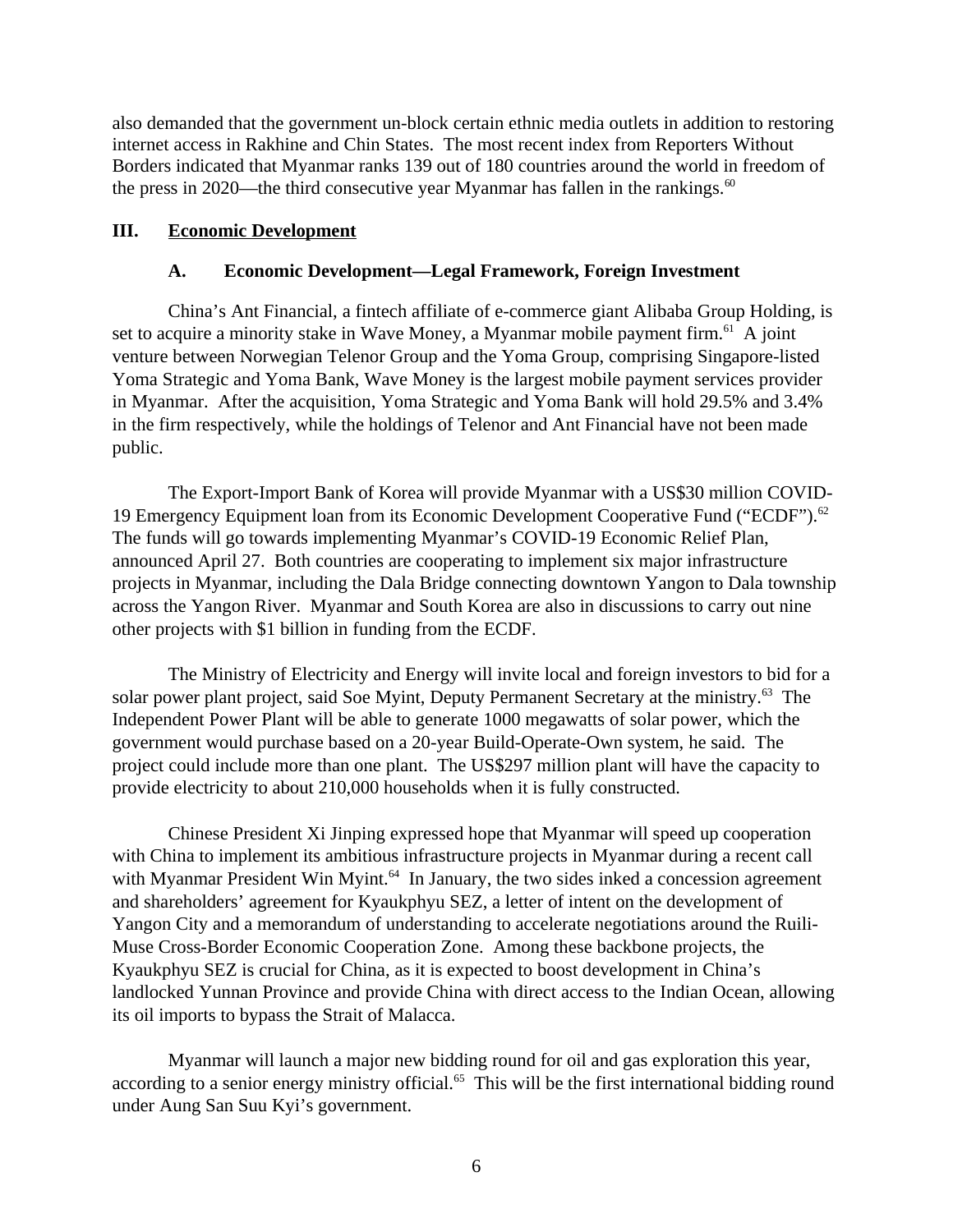also demanded that the government un-block certain ethnic media outlets in addition to restoring internet access in Rakhine and Chin States. The most recent index from Reporters Without Borders indicated that Myanmar ranks 139 out of 180 countries around the world in freedom of the press in 2020—the third consecutive year Myanmar has fallen in the rankings.[60]

## III. Economic Development

### A. Economic Development—Legal Framework, Foreign Investment

China's Ant Financial, a fintech affiliate of e-commerce giant Alibaba Group Holding, is set to acquire a minority stake in Wave Money, a Myanmar mobile payment firm.[61] A joint venture between Norwegian Telenor Group and the Yoma Group, comprising Singapore-listed Yoma Strategic and Yoma Bank, Wave Money is the largest mobile payment services provider in Myanmar. After the acquisition, Yoma Strategic and Yoma Bank will hold 29.5% and 3.4% in the firm respectively, while the holdings of Telenor and Ant Financial have not been made public.

The Export-Import Bank of Korea will provide Myanmar with a US$30 million COVID-19 Emergency Equipment loan from its Economic Development Cooperative Fund ("ECDF").[62] The funds will go towards implementing Myanmar's COVID-19 Economic Relief Plan, announced April 27. Both countries are cooperating to implement six major infrastructure projects in Myanmar, including the Dala Bridge connecting downtown Yangon to Dala township across the Yangon River. Myanmar and South Korea are also in discussions to carry out nine other projects with $1 billion in funding from the ECDF.

The Ministry of Electricity and Energy will invite local and foreign investors to bid for a solar power plant project, said Soe Myint, Deputy Permanent Secretary at the ministry.[63] The Independent Power Plant will be able to generate 1000 megawatts of solar power, which the government would purchase based on a 20-year Build-Operate-Own system, he said. The project could include more than one plant. The US$297 million plant will have the capacity to provide electricity to about 210,000 households when it is fully constructed.

Chinese President Xi Jinping expressed hope that Myanmar will speed up cooperation with China to implement its ambitious infrastructure projects in Myanmar during a recent call with Myanmar President Win Myint.[64] In January, the two sides inked a concession agreement and shareholders' agreement for Kyaukphyu SEZ, a letter of intent on the development of Yangon City and a memorandum of understanding to accelerate negotiations around the Ruili-Muse Cross-Border Economic Cooperation Zone. Among these backbone projects, the Kyaukphyu SEZ is crucial for China, as it is expected to boost development in China's landlocked Yunnan Province and provide China with direct access to the Indian Ocean, allowing its oil imports to bypass the Strait of Malacca.

Myanmar will launch a major new bidding round for oil and gas exploration this year, according to a senior energy ministry official.[65] This will be the first international bidding round under Aung San Suu Kyi's government.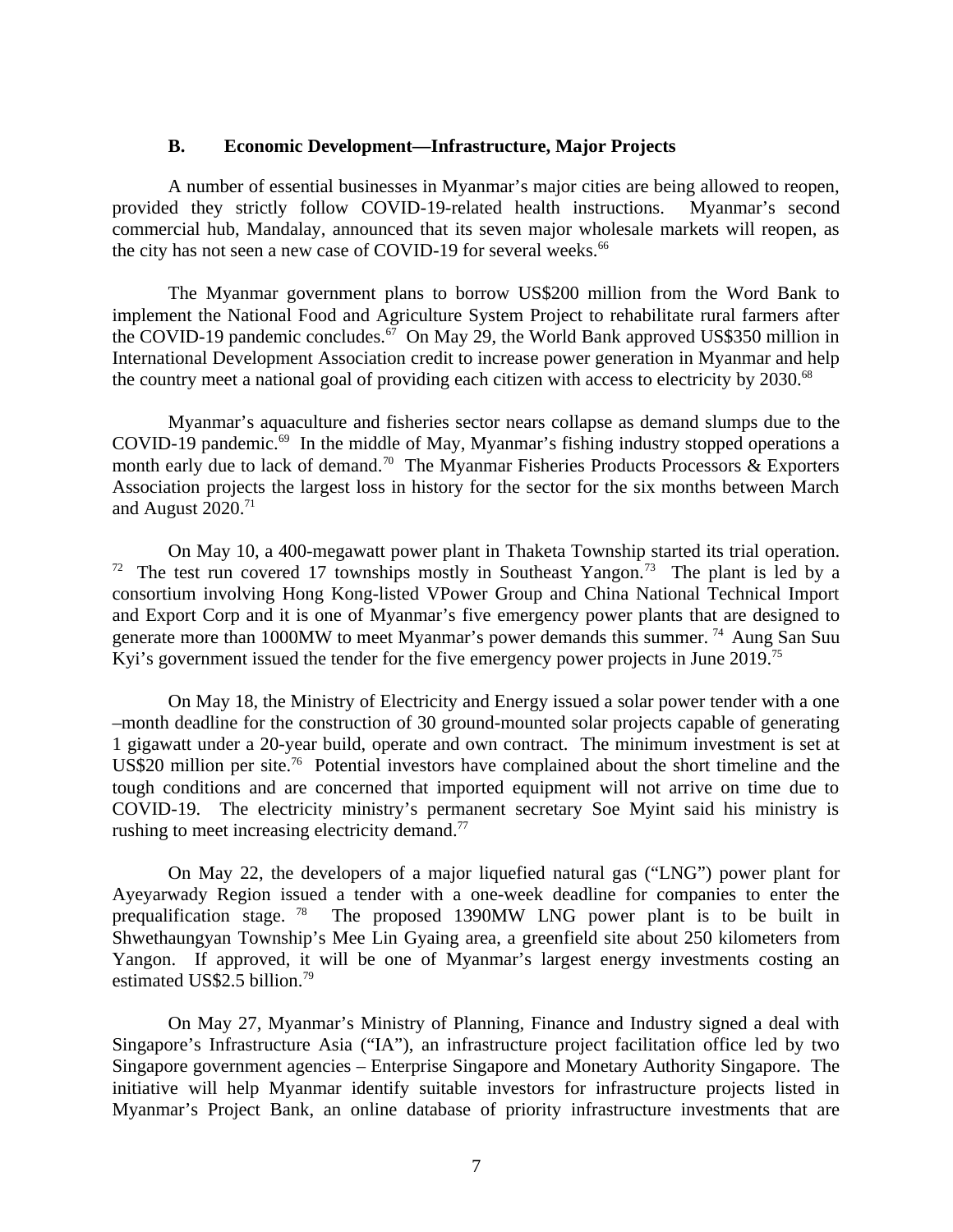### B. Economic Development—Infrastructure, Major Projects

A number of essential businesses in Myanmar's major cities are being allowed to reopen, provided they strictly follow COVID-19-related health instructions. Myanmar's second commercial hub, Mandalay, announced that its seven major wholesale markets will reopen, as the city has not seen a new case of COVID-19 for several weeks.[66]

The Myanmar government plans to borrow US$200 million from the Word Bank to implement the National Food and Agriculture System Project to rehabilitate rural farmers after the COVID-19 pandemic concludes.[67] On May 29, the World Bank approved US$350 million in International Development Association credit to increase power generation in Myanmar and help the country meet a national goal of providing each citizen with access to electricity by 2030.[68]

Myanmar's aquaculture and fisheries sector nears collapse as demand slumps due to the COVID-19 pandemic.[69] In the middle of May, Myanmar's fishing industry stopped operations a month early due to lack of demand.[70] The Myanmar Fisheries Products Processors & Exporters Association projects the largest loss in history for the sector for the six months between March and August 2020.[71]

On May 10, a 400-megawatt power plant in Thaketa Township started its trial operation.[72] The test run covered 17 townships mostly in Southeast Yangon.[73] The plant is led by a consortium involving Hong Kong-listed VPower Group and China National Technical Import and Export Corp and it is one of Myanmar's five emergency power plants that are designed to generate more than 1000MW to meet Myanmar's power demands this summer.[74] Aung San Suu Kyi's government issued the tender for the five emergency power projects in June 2019.[75]

On May 18, the Ministry of Electricity and Energy issued a solar power tender with a one –month deadline for the construction of 30 ground-mounted solar projects capable of generating 1 gigawatt under a 20-year build, operate and own contract. The minimum investment is set at US$20 million per site.[76] Potential investors have complained about the short timeline and the tough conditions and are concerned that imported equipment will not arrive on time due to COVID-19. The electricity ministry's permanent secretary Soe Myint said his ministry is rushing to meet increasing electricity demand.[77]

On May 22, the developers of a major liquefied natural gas ("LNG") power plant for Ayeyarwady Region issued a tender with a one-week deadline for companies to enter the prequalification stage.[78] The proposed 1390MW LNG power plant is to be built in Shwethaungyan Township's Mee Lin Gyaing area, a greenfield site about 250 kilometers from Yangon. If approved, it will be one of Myanmar's largest energy investments costing an estimated US$2.5 billion.[79]

On May 27, Myanmar's Ministry of Planning, Finance and Industry signed a deal with Singapore's Infrastructure Asia ("IA"), an infrastructure project facilitation office led by two Singapore government agencies – Enterprise Singapore and Monetary Authority Singapore. The initiative will help Myanmar identify suitable investors for infrastructure projects listed in Myanmar's Project Bank, an online database of priority infrastructure investments that are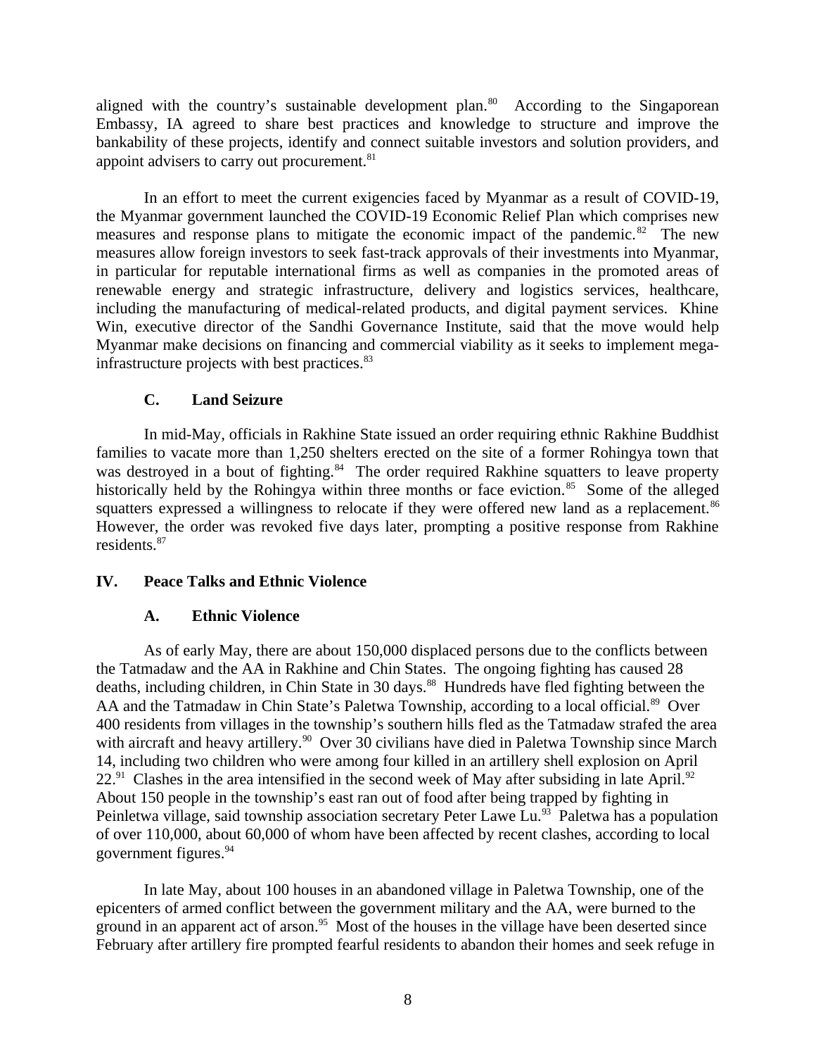aligned with the country's sustainable development plan.[80] According to the Singaporean Embassy, IA agreed to share best practices and knowledge to structure and improve the bankability of these projects, identify and connect suitable investors and solution providers, and appoint advisers to carry out procurement.[81]

In an effort to meet the current exigencies faced by Myanmar as a result of COVID-19, the Myanmar government launched the COVID-19 Economic Relief Plan which comprises new measures and response plans to mitigate the economic impact of the pandemic.[82] The new measures allow foreign investors to seek fast-track approvals of their investments into Myanmar, in particular for reputable international firms as well as companies in the promoted areas of renewable energy and strategic infrastructure, delivery and logistics services, healthcare, including the manufacturing of medical-related products, and digital payment services. Khine Win, executive director of the Sandhi Governance Institute, said that the move would help Myanmar make decisions on financing and commercial viability as it seeks to implement mega-infrastructure projects with best practices.[83]

### C. Land Seizure

In mid-May, officials in Rakhine State issued an order requiring ethnic Rakhine Buddhist families to vacate more than 1,250 shelters erected on the site of a former Rohingya town that was destroyed in a bout of fighting.[84] The order required Rakhine squatters to leave property historically held by the Rohingya within three months or face eviction.[85] Some of the alleged squatters expressed a willingness to relocate if they were offered new land as a replacement.[86] However, the order was revoked five days later, prompting a positive response from Rakhine residents.[87]

## IV. Peace Talks and Ethnic Violence

### A. Ethnic Violence

As of early May, there are about 150,000 displaced persons due to the conflicts between the Tatmadaw and the AA in Rakhine and Chin States. The ongoing fighting has caused 28 deaths, including children, in Chin State in 30 days.[88] Hundreds have fled fighting between the AA and the Tatmadaw in Chin State's Paletwa Township, according to a local official.[89] Over 400 residents from villages in the township's southern hills fled as the Tatmadaw strafed the area with aircraft and heavy artillery.[90] Over 30 civilians have died in Paletwa Township since March 14, including two children who were among four killed in an artillery shell explosion on April 22.[91] Clashes in the area intensified in the second week of May after subsiding in late April.[92] About 150 people in the township's east ran out of food after being trapped by fighting in Peinletwa village, said township association secretary Peter Lawe Lu.[93] Paletwa has a population of over 110,000, about 60,000 of whom have been affected by recent clashes, according to local government figures.[94]

In late May, about 100 houses in an abandoned village in Paletwa Township, one of the epicenters of armed conflict between the government military and the AA, were burned to the ground in an apparent act of arson.[95] Most of the houses in the village have been deserted since February after artillery fire prompted fearful residents to abandon their homes and seek refuge in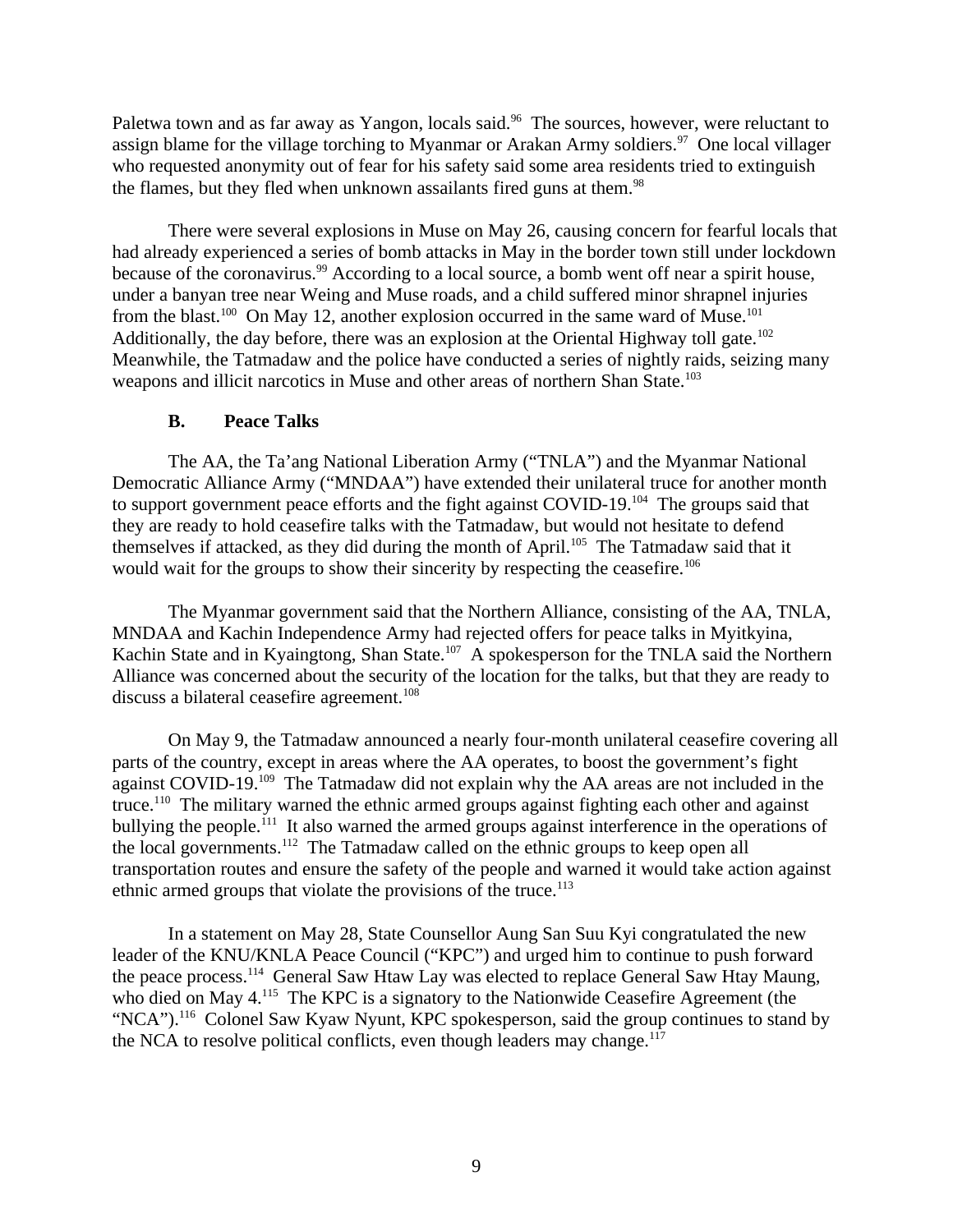Paletwa town and as far away as Yangon, locals said.[96] The sources, however, were reluctant to assign blame for the village torching to Myanmar or Arakan Army soldiers.[97] One local villager who requested anonymity out of fear for his safety said some area residents tried to extinguish the flames, but they fled when unknown assailants fired guns at them.[98]

There were several explosions in Muse on May 26, causing concern for fearful locals that had already experienced a series of bomb attacks in May in the border town still under lockdown because of the coronavirus.[99] According to a local source, a bomb went off near a spirit house, under a banyan tree near Weing and Muse roads, and a child suffered minor shrapnel injuries from the blast.[100] On May 12, another explosion occurred in the same ward of Muse.[101] Additionally, the day before, there was an explosion at the Oriental Highway toll gate.[102] Meanwhile, the Tatmadaw and the police have conducted a series of nightly raids, seizing many weapons and illicit narcotics in Muse and other areas of northern Shan State.[103]

### B. Peace Talks

The AA, the Ta'ang National Liberation Army ("TNLA") and the Myanmar National Democratic Alliance Army ("MNDAA") have extended their unilateral truce for another month to support government peace efforts and the fight against COVID-19.[104] The groups said that they are ready to hold ceasefire talks with the Tatmadaw, but would not hesitate to defend themselves if attacked, as they did during the month of April.[105] The Tatmadaw said that it would wait for the groups to show their sincerity by respecting the ceasefire.[106]

The Myanmar government said that the Northern Alliance, consisting of the AA, TNLA, MNDAA and Kachin Independence Army had rejected offers for peace talks in Myitkyina, Kachin State and in Kyaingtong, Shan State.[107] A spokesperson for the TNLA said the Northern Alliance was concerned about the security of the location for the talks, but that they are ready to discuss a bilateral ceasefire agreement.[108]

On May 9, the Tatmadaw announced a nearly four-month unilateral ceasefire covering all parts of the country, except in areas where the AA operates, to boost the government's fight against COVID-19.[109] The Tatmadaw did not explain why the AA areas are not included in the truce.[110] The military warned the ethnic armed groups against fighting each other and against bullying the people.[111] It also warned the armed groups against interference in the operations of the local governments.[112] The Tatmadaw called on the ethnic groups to keep open all transportation routes and ensure the safety of the people and warned it would take action against ethnic armed groups that violate the provisions of the truce.[113]

In a statement on May 28, State Counsellor Aung San Suu Kyi congratulated the new leader of the KNU/KNLA Peace Council ("KPC") and urged him to continue to push forward the peace process.[114] General Saw Htaw Lay was elected to replace General Saw Htay Maung, who died on May 4.[115] The KPC is a signatory to the Nationwide Ceasefire Agreement (the "NCA").[116] Colonel Saw Kyaw Nyunt, KPC spokesperson, said the group continues to stand by the NCA to resolve political conflicts, even though leaders may change.[117]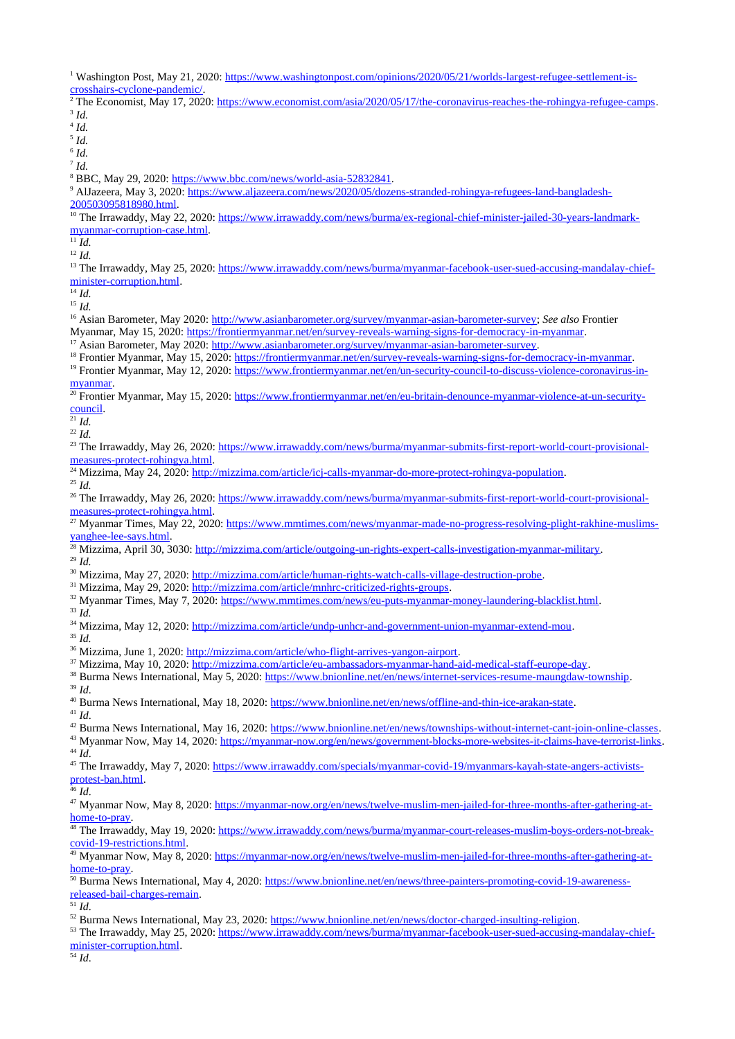[1] Washington Post, May 21, 2020: https://www.washingtonpost.com/opinions/2020/05/21/worlds-largest-refugee-settlement-is-crosshairs-cyclone-pandemic/.

[2] The Economist, May 17, 2020: https://www.economist.com/asia/2020/05/17/the-coronavirus-reaches-the-rohingya-refugee-camps.

[3] *Id.*

[4] *Id.*

[5] *Id.*

[6] *Id.*

[7] *Id.*

[8] BBC, May 29, 2020: https://www.bbc.com/news/world-asia-52832841.

[9] AlJazeera, May 3, 2020: https://www.aljazeera.com/news/2020/05/dozens-stranded-rohingya-refugees-land-bangladesh-200503095818980.html.

[10] The Irrawaddy, May 22, 2020: https://www.irrawaddy.com/news/burma/ex-regional-chief-minister-jailed-30-years-landmark-myanmar-corruption-case.html.

[11] *Id.*

[12] *Id.*

[13] The Irrawaddy, May 25, 2020: https://www.irrawaddy.com/news/burma/myanmar-facebook-user-sued-accusing-mandalay-chief-minister-corruption.html.

[14] *Id.*

[15] *Id.*

[16] Asian Barometer, May 2020: http://www.asianbarometer.org/survey/myanmar-asian-barometer-survey; *See also* Frontier Myanmar, May 15, 2020: https://frontiermyanmar.net/en/survey-reveals-warning-signs-for-democracy-in-myanmar.

[17] Asian Barometer, May 2020: http://www.asianbarometer.org/survey/myanmar-asian-barometer-survey.

[18] Frontier Myanmar, May 15, 2020: https://frontiermyanmar.net/en/survey-reveals-warning-signs-for-democracy-in-myanmar.

[19] Frontier Myanmar, May 12, 2020: https://www.frontiermyanmar.net/en/un-security-council-to-discuss-violence-coronavirus-in-myanmar.

[20] Frontier Myanmar, May 15, 2020: https://www.frontiermyanmar.net/en/eu-britain-denounce-myanmar-violence-at-un-security-council.

[21] *Id.*

[22] *Id.*

[23] The Irrawaddy, May 26, 2020: https://www.irrawaddy.com/news/burma/myanmar-submits-first-report-world-court-provisional-measures-protect-rohingya.html.

[24] Mizzima, May 24, 2020: http://mizzima.com/article/icj-calls-myanmar-do-more-protect-rohingya-population.

[25] *Id.*

[26] The Irrawaddy, May 26, 2020: https://www.irrawaddy.com/news/burma/myanmar-submits-first-report-world-court-provisional-measures-protect-rohingya.html.

[27] Myanmar Times, May 22, 2020: https://www.mmtimes.com/news/myanmar-made-no-progress-resolving-plight-rakhine-muslims-yanghee-lee-says.html.

[28] Mizzima, April 30, 3030: http://mizzima.com/article/outgoing-un-rights-expert-calls-investigation-myanmar-military.

[29] *Id.*

[30] Mizzima, May 27, 2020: http://mizzima.com/article/human-rights-watch-calls-village-destruction-probe.

[31] Mizzima, May 29, 2020: http://mizzima.com/article/mnhrc-criticized-rights-groups.

[32] Myanmar Times, May 7, 2020: https://www.mmtimes.com/news/eu-puts-myanmar-money-laundering-blacklist.html.

[33] *Id.*

[34] Mizzima, May 12, 2020: http://mizzima.com/article/undp-unhcr-and-government-union-myanmar-extend-mou.

[35] *Id.*

[36] Mizzima, June 1, 2020: http://mizzima.com/article/who-flight-arrives-yangon-airport.

[37] Mizzima, May 10, 2020: http://mizzima.com/article/eu-ambassadors-myanmar-hand-aid-medical-staff-europe-day.

[38] Burma News International, May 5, 2020: https://www.bnionline.net/en/news/internet-services-resume-maungdaw-township.

[39] *Id.*

[40] Burma News International, May 18, 2020: https://www.bnionline.net/en/news/offline-and-thin-ice-arakan-state.

[41] *Id.*

[42] Burma News International, May 16, 2020: https://www.bnionline.net/en/news/townships-without-internet-cant-join-online-classes.

[43] Myanmar Now, May 14, 2020: https://myanmar-now.org/en/news/government-blocks-more-websites-it-claims-have-terrorist-links.

[44] *Id.*

[45] The Irrawaddy, May 7, 2020: https://www.irrawaddy.com/specials/myanmar-covid-19/myanmars-kayah-state-angers-activists-protest-ban.html.

[46] *Id.*

[47] Myanmar Now, May 8, 2020: https://myanmar-now.org/en/news/twelve-muslim-men-jailed-for-three-months-after-gathering-at-home-to-pray.

[48] The Irrawaddy, May 19, 2020: https://www.irrawaddy.com/news/burma/myanmar-court-releases-muslim-boys-orders-not-break-covid-19-restrictions.html.

[49] Myanmar Now, May 8, 2020: https://myanmar-now.org/en/news/twelve-muslim-men-jailed-for-three-months-after-gathering-at-home-to-pray.

[50] Burma News International, May 4, 2020: https://www.bnionline.net/en/news/three-painters-promoting-covid-19-awareness-released-bail-charges-remain.

[51] *Id.*

[52] Burma News International, May 23, 2020: https://www.bnionline.net/en/news/doctor-charged-insulting-religion.

[53] The Irrawaddy, May 25, 2020: https://www.irrawaddy.com/news/burma/myanmar-facebook-user-sued-accusing-mandalay-chief-minister-corruption.html.

[54] *Id.*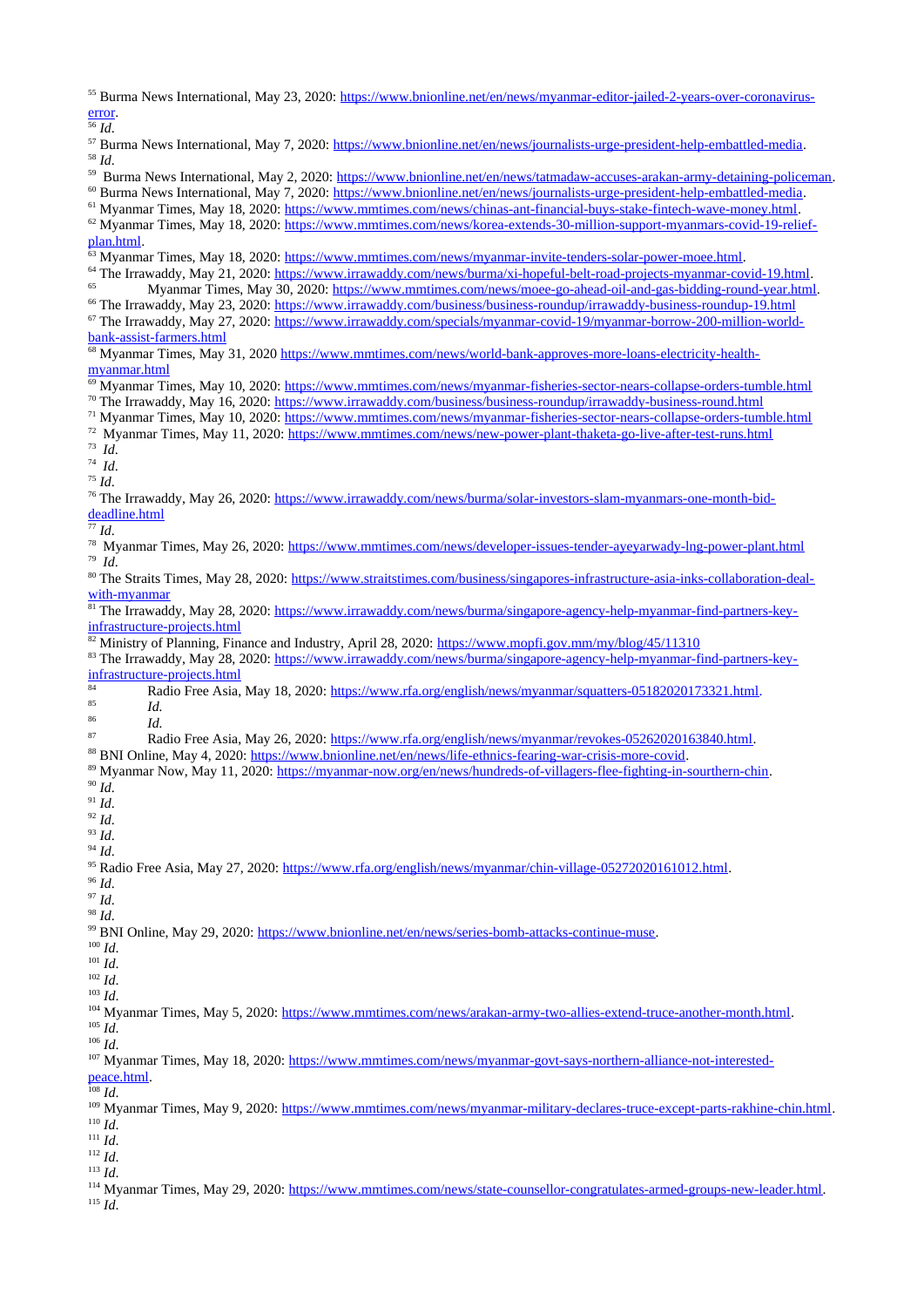[55] Burma News International, May 23, 2020: https://www.bnionline.net/en/news/myanmar-editor-jailed-2-years-over-coronavirus-error.

[56] *Id*.

[57] Burma News International, May 7, 2020: https://www.bnionline.net/en/news/journalists-urge-president-help-embattled-media.

[58] *Id*.

[59] Burma News International, May 2, 2020: https://www.bnionline.net/en/news/tatmadaw-accuses-arakan-army-detaining-policeman.

[60] Burma News International, May 7, 2020: https://www.bnionline.net/en/news/journalists-urge-president-help-embattled-media.

[61] Myanmar Times, May 18, 2020: https://www.mmtimes.com/news/chinas-ant-financial-buys-stake-fintech-wave-money.html.

[62] Myanmar Times, May 18, 2020: https://www.mmtimes.com/news/korea-extends-30-million-support-myanmars-covid-19-relief-plan.html.

[63] Myanmar Times, May 18, 2020: https://www.mmtimes.com/news/myanmar-invite-tenders-solar-power-moee.html.

[64] The Irrawaddy, May 21, 2020: https://www.irrawaddy.com/news/burma/xi-hopeful-belt-road-projects-myanmar-covid-19.html.

[65] Myanmar Times, May 30, 2020: https://www.mmtimes.com/news/moee-go-ahead-oil-and-gas-bidding-round-year.html.

[66] The Irrawaddy, May 23, 2020: https://www.irrawaddy.com/business/business-roundup/irrawaddy-business-roundup-19.html

[67] The Irrawaddy, May 27, 2020: https://www.irrawaddy.com/specials/myanmar-covid-19/myanmar-borrow-200-million-world-bank-assist-farmers.html

[68] Myanmar Times, May 31, 2020 https://www.mmtimes.com/news/world-bank-approves-more-loans-electricity-health-myanmar.html

[69] Myanmar Times, May 10, 2020: https://www.mmtimes.com/news/myanmar-fisheries-sector-nears-collapse-orders-tumble.html

[70] The Irrawaddy, May 16, 2020: https://www.irrawaddy.com/business/business-roundup/irrawaddy-business-round.html

[71] Myanmar Times, May 10, 2020: https://www.mmtimes.com/news/myanmar-fisheries-sector-nears-collapse-orders-tumble.html

[72] Myanmar Times, May 11, 2020: https://www.mmtimes.com/news/new-power-plant-thaketa-go-live-after-test-runs.html

[73] *Id*.

[74] *Id*.

[75] *Id*.

[76] The Irrawaddy, May 26, 2020: https://www.irrawaddy.com/news/burma/solar-investors-slam-myanmars-one-month-bid-deadline.html

[77] *Id*.

[78] Myanmar Times, May 26, 2020: https://www.mmtimes.com/news/developer-issues-tender-ayeyarwady-lng-power-plant.html

[79] *Id*.

[80] The Straits Times, May 28, 2020: https://www.straitstimes.com/business/singapores-infrastructure-asia-inks-collaboration-deal-with-myanmar

[81] The Irrawaddy, May 28, 2020: https://www.irrawaddy.com/news/burma/singapore-agency-help-myanmar-find-partners-key-infrastructure-projects.html

[82] Ministry of Planning, Finance and Industry, April 28, 2020: https://www.mopfi.gov.mm/my/blog/45/11310

[83] The Irrawaddy, May 28, 2020: https://www.irrawaddy.com/news/burma/singapore-agency-help-myanmar-find-partners-key-infrastructure-projects.html

[84] Radio Free Asia, May 18, 2020: https://www.rfa.org/english/news/myanmar/squatters-05182020173321.html.

[85] *Id.*

[86] *Id.*

[87] Radio Free Asia, May 26, 2020: https://www.rfa.org/english/news/myanmar/revokes-05262020163840.html.

[88] BNI Online, May 4, 2020: https://www.bnionline.net/en/news/life-ethnics-fearing-war-crisis-more-covid.

[89] Myanmar Now, May 11, 2020: https://myanmar-now.org/en/news/hundreds-of-villagers-flee-fighting-in-southern-chin.

[90] *Id*.

[91] *Id*.

[92] *Id*.

[93] *Id*.

[94] *Id*.

[95] Radio Free Asia, May 27, 2020: https://www.rfa.org/english/news/myanmar/chin-village-05272020161012.html.

[96] *Id*.

[97] *Id*.

[98] *Id*.

[99] BNI Online, May 29, 2020: https://www.bnionline.net/en/news/series-bomb-attacks-continue-muse.

[100] *Id*.

[101] *Id*.

[102] *Id*.

[103] *Id*.

[104] Myanmar Times, May 5, 2020: https://www.mmtimes.com/news/arakan-army-two-allies-extend-truce-another-month.html.

[105] *Id*.

[106] *Id*.

[107] Myanmar Times, May 18, 2020: https://www.mmtimes.com/news/myanmar-govt-says-northern-alliance-not-interested-peace.html.

[108] *Id*.

[109] Myanmar Times, May 9, 2020: https://www.mmtimes.com/news/myanmar-military-declares-truce-except-parts-rakhine-chin.html.

[110] *Id*.

[111] *Id*.

[112] *Id*.

[113] *Id*.

[114] Myanmar Times, May 29, 2020: https://www.mmtimes.com/news/state-counsellor-congratulates-armed-groups-new-leader.html.

[115] *Id*.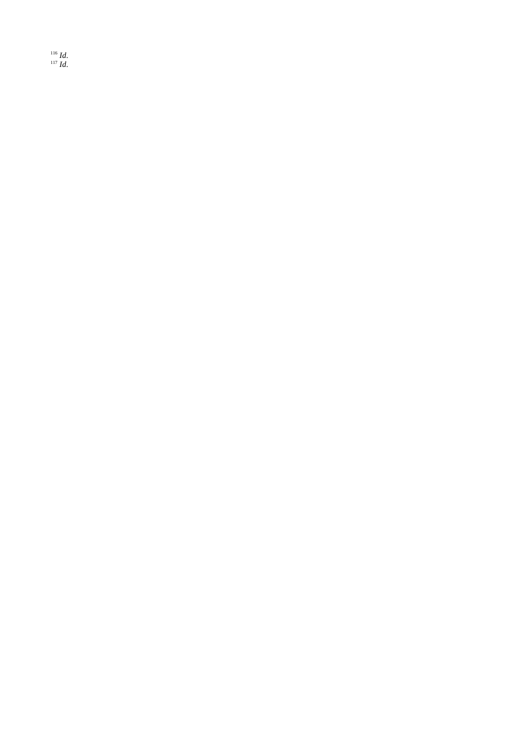[116] *Id.*
[117] *Id.*